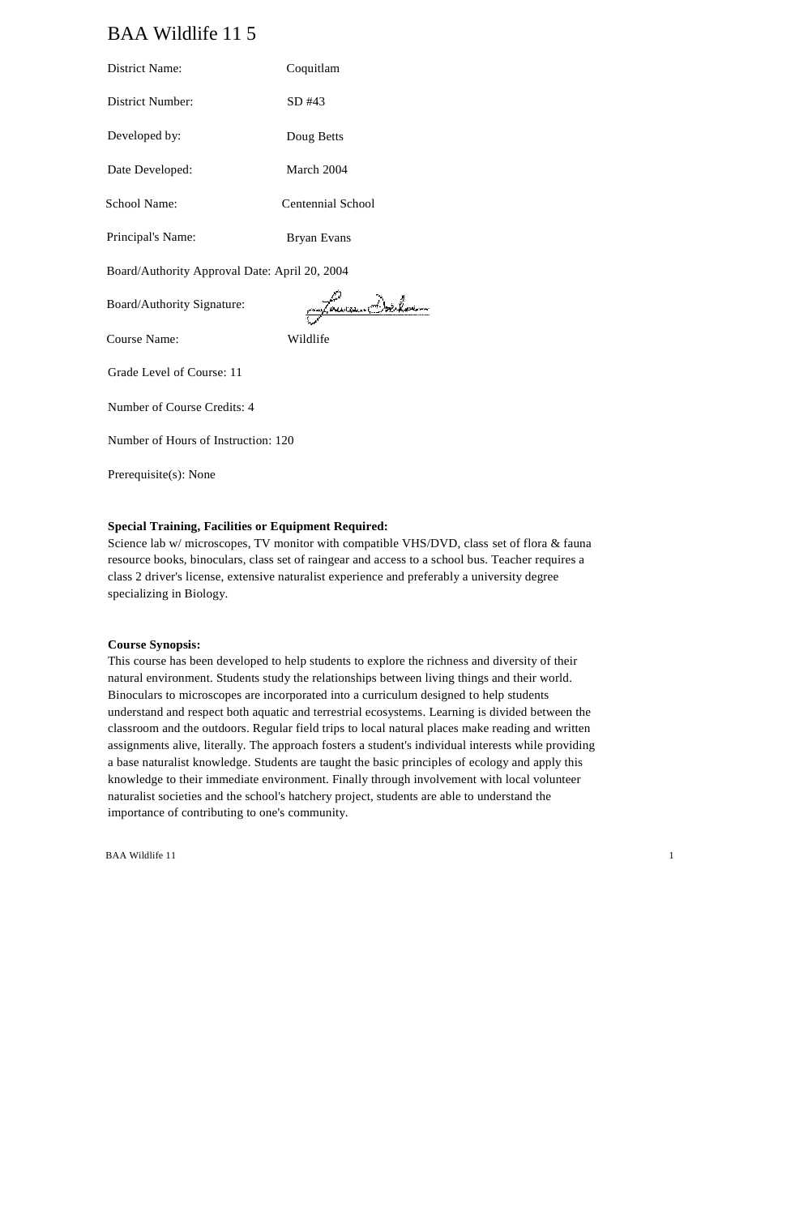# BAA Wildlife 11 5

District Name: Coquitlam

District Number: SD #43

Developed by: Doug Betts

Date Developed: March 2004

School Name: Centennial School

Principal's Name: Bryan Evans

Board/Authority Approval Date: April 20, 2004

Board/Authority Signature:

Course Name: Wildlife

Grade Level of Course: 11

Number of Course Credits: 4

Number of Hours of Instruction: 120

Prerequisite(s): None

**Special Training, Facilities or Equipment Required:**
Science lab w/ microscopes, TV monitor with compatible VHS/DVD, class set of flora & fauna resource books, binoculars, class set of raingear and access to a school bus. Teacher requires a class 2 driver's license, extensive naturalist experience and preferably a university degree specializing in Biology.

**Course Synopsis:**
This course has been developed to help students to explore the richness and diversity of their natural environment. Students study the relationships between living things and their world. Binoculars to microscopes are incorporated into a curriculum designed to help students understand and respect both aquatic and terrestrial ecosystems. Learning is divided between the classroom and the outdoors. Regular field trips to local natural places make reading and written assignments alive, literally. The approach fosters a student's individual interests while providing a base naturalist knowledge. Students are taught the basic principles of ecology and apply this knowledge to their immediate environment. Finally through involvement with local volunteer naturalist societies and the school's hatchery project, students are able to understand the importance of contributing to one's community.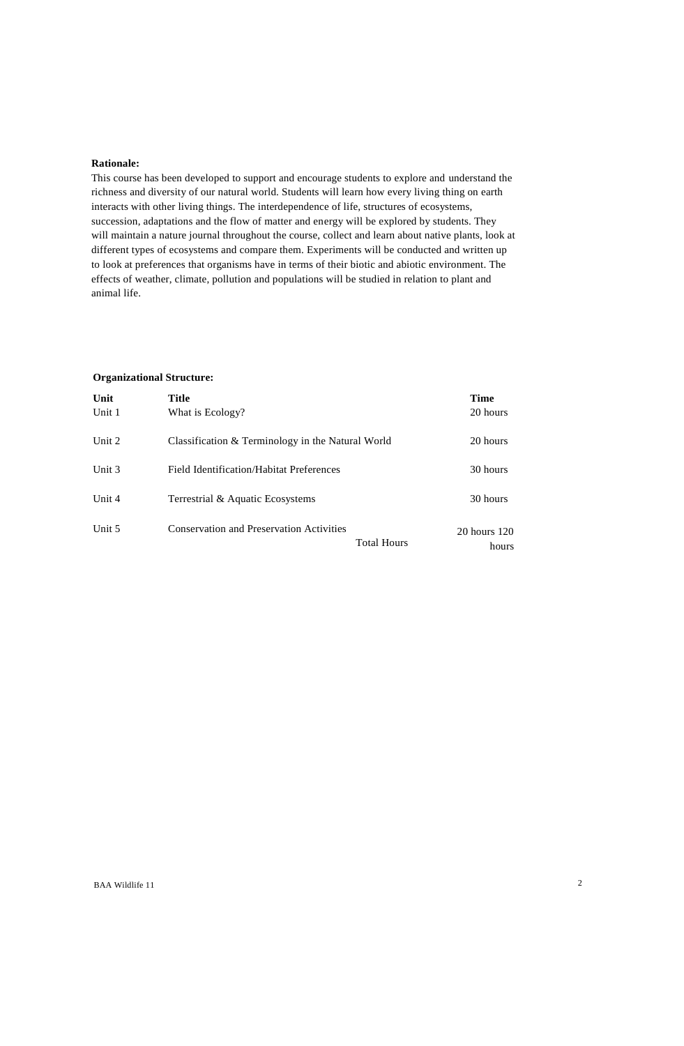**Rationale:**

This course has been developed to support and encourage students to explore and understand the richness and diversity of our natural world. Students will learn how every living thing on earth interacts with other living things. The interdependence of life, structures of ecosystems, succession, adaptations and the flow of matter and energy will be explored by students. They will maintain a nature journal throughout the course, collect and learn about native plants, look at different types of ecosystems and compare them. Experiments will be conducted and written up to look at preferences that organisms have in terms of their biotic and abiotic environment. The effects of weather, climate, pollution and populations will be studied in relation to plant and animal life.

**Organizational Structure:**

| Unit | Title | Time |
|---|---|---|
| Unit 1 | What is Ecology? | 20 hours |
| Unit 2 | Classification & Terminology in the Natural World | 20 hours |
| Unit 3 | Field Identification/Habitat Preferences | 30 hours |
| Unit 4 | Terrestrial & Aquatic Ecosystems | 30 hours |
| Unit 5 | Conservation and Preservation Activities | 20 hours |
| | Total Hours | 120 hours |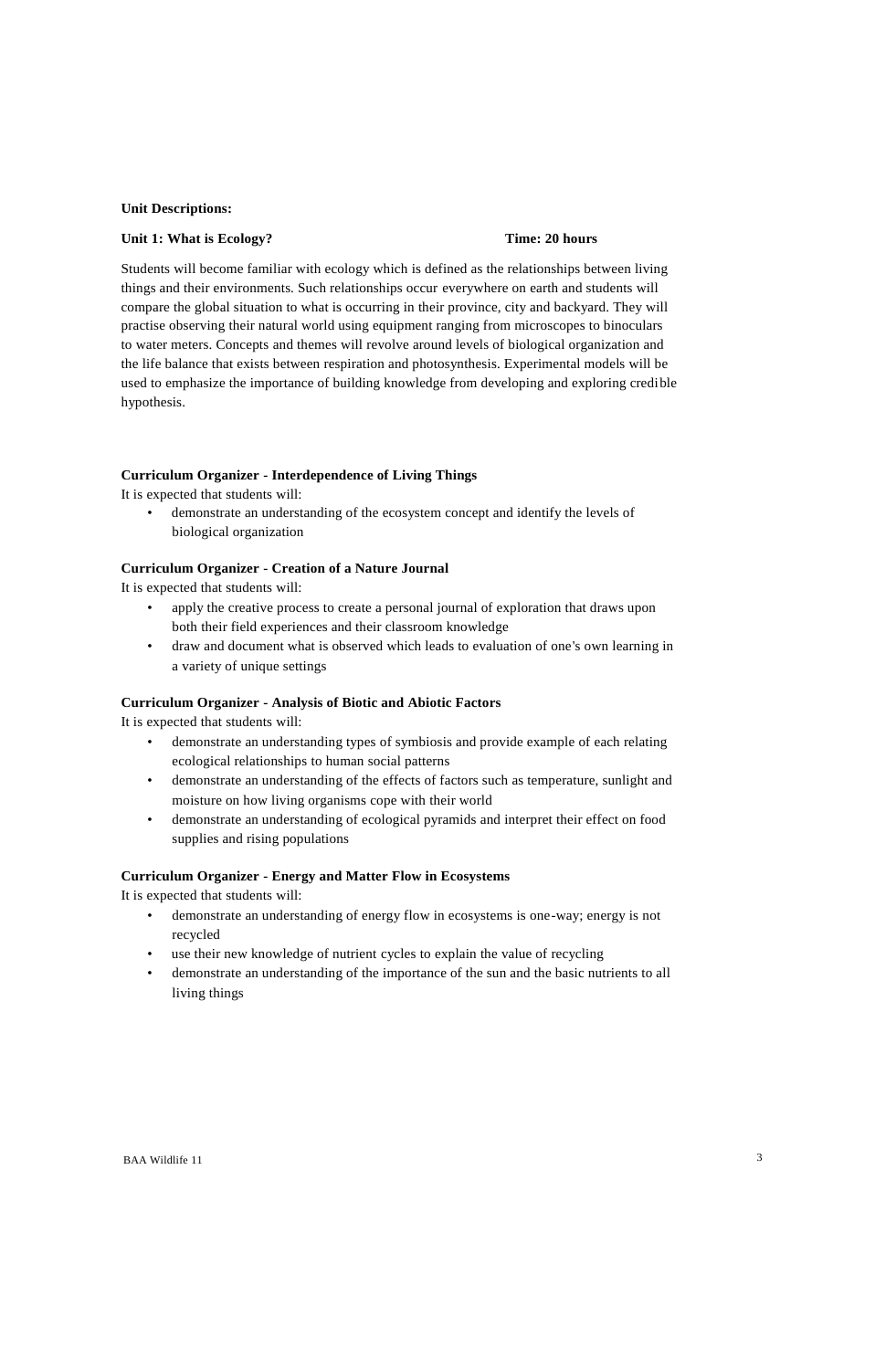**Unit Descriptions:**

**Unit 1: What is Ecology?** **Time: 20 hours**

Students will become familiar with ecology which is defined as the relationships between living things and their environments. Such relationships occur everywhere on earth and students will compare the global situation to what is occurring in their province, city and backyard. They will practise observing their natural world using equipment ranging from microscopes to binoculars to water meters. Concepts and themes will revolve around levels of biological organization and the life balance that exists between respiration and photosynthesis. Experimental models will be used to emphasize the importance of building knowledge from developing and exploring credible hypothesis.

**Curriculum Organizer - Interdependence of Living Things**

It is expected that students will:

- demonstrate an understanding of the ecosystem concept and identify the levels of biological organization

**Curriculum Organizer - Creation of a Nature Journal**

It is expected that students will:

- apply the creative process to create a personal journal of exploration that draws upon both their field experiences and their classroom knowledge
- draw and document what is observed which leads to evaluation of one's own learning in a variety of unique settings

**Curriculum Organizer - Analysis of Biotic and Abiotic Factors**

It is expected that students will:

- demonstrate an understanding types of symbiosis and provide example of each relating ecological relationships to human social patterns
- demonstrate an understanding of the effects of factors such as temperature, sunlight and moisture on how living organisms cope with their world
- demonstrate an understanding of ecological pyramids and interpret their effect on food supplies and rising populations

**Curriculum Organizer - Energy and Matter Flow in Ecosystems**

It is expected that students will:

- demonstrate an understanding of energy flow in ecosystems is one-way; energy is not recycled
- use their new knowledge of nutrient cycles to explain the value of recycling
- demonstrate an understanding of the importance of the sun and the basic nutrients to all living things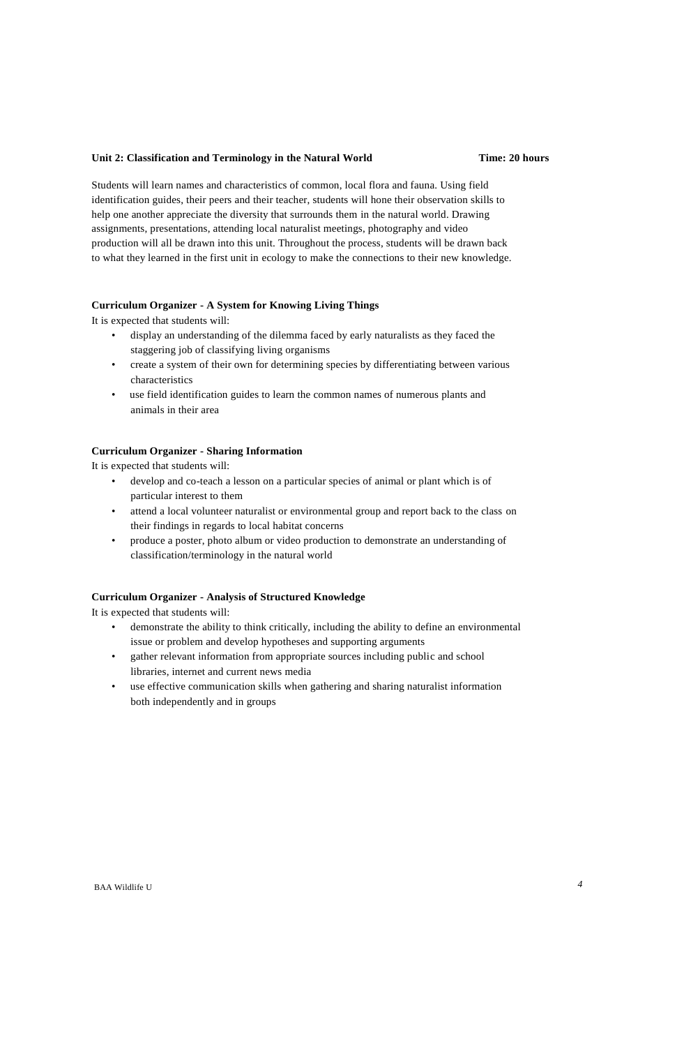**Unit 2: Classification and Terminology in the Natural World** **Time: 20 hours**

Students will learn names and characteristics of common, local flora and fauna. Using field identification guides, their peers and their teacher, students will hone their observation skills to help one another appreciate the diversity that surrounds them in the natural world. Drawing assignments, presentations, attending local naturalist meetings, photography and video production will all be drawn into this unit. Throughout the process, students will be drawn back to what they learned in the first unit in ecology to make the connections to their new knowledge.

**Curriculum Organizer - A System for Knowing Living Things**

It is expected that students will:

- display an understanding of the dilemma faced by early naturalists as they faced the staggering job of classifying living organisms
- create a system of their own for determining species by differentiating between various characteristics
- use field identification guides to learn the common names of numerous plants and animals in their area

**Curriculum Organizer - Sharing Information**

It is expected that students will:

- develop and co-teach a lesson on a particular species of animal or plant which is of particular interest to them
- attend a local volunteer naturalist or environmental group and report back to the class on their findings in regards to local habitat concerns
- produce a poster, photo album or video production to demonstrate an understanding of classification/terminology in the natural world

**Curriculum Organizer - Analysis of Structured Knowledge**

It is expected that students will:

- demonstrate the ability to think critically, including the ability to define an environmental issue or problem and develop hypotheses and supporting arguments
- gather relevant information from appropriate sources including public and school libraries, internet and current news media
- use effective communication skills when gathering and sharing naturalist information both independently and in groups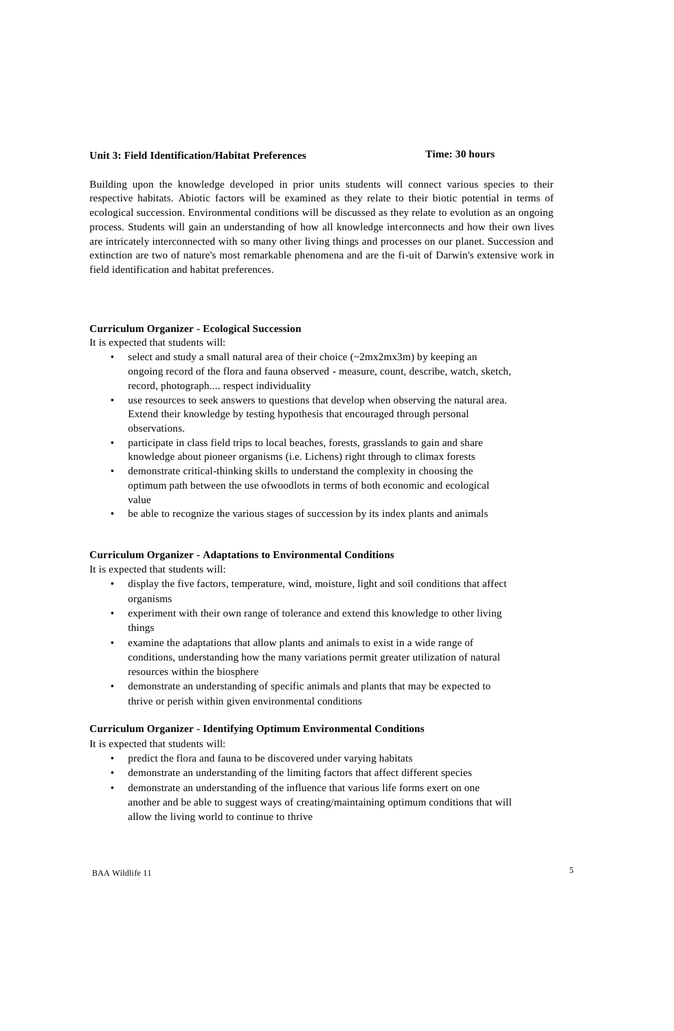**Unit 3: Field Identification/Habitat Preferences** **Time: 30 hours**

Building upon the knowledge developed in prior units students will connect various species to their respective habitats. Abiotic factors will be examined as they relate to their biotic potential in terms of ecological succession. Environmental conditions will be discussed as they relate to evolution as an ongoing process. Students will gain an understanding of how all knowledge interconnects and how their own lives are intricately interconnected with so many other living things and processes on our planet. Succession and extinction are two of nature's most remarkable phenomena and are the fi-uit of Darwin's extensive work in field identification and habitat preferences.

**Curriculum Organizer - Ecological Succession**

It is expected that students will:

- select and study a small natural area of their choice (~2mx2mx3m) by keeping an ongoing record of the flora and fauna observed - measure, count, describe, watch, sketch, record, photograph.... respect individuality
- use resources to seek answers to questions that develop when observing the natural area. Extend their knowledge by testing hypothesis that encouraged through personal observations.
- participate in class field trips to local beaches, forests, grasslands to gain and share knowledge about pioneer organisms (i.e. Lichens) right through to climax forests
- demonstrate critical-thinking skills to understand the complexity in choosing the optimum path between the use ofwoodlots in terms of both economic and ecological value
- be able to recognize the various stages of succession by its index plants and animals

**Curriculum Organizer - Adaptations to Environmental Conditions**

It is expected that students will:

- display the five factors, temperature, wind, moisture, light and soil conditions that affect organisms
- experiment with their own range of tolerance and extend this knowledge to other living things
- examine the adaptations that allow plants and animals to exist in a wide range of conditions, understanding how the many variations permit greater utilization of natural resources within the biosphere
- demonstrate an understanding of specific animals and plants that may be expected to thrive or perish within given environmental conditions

**Curriculum Organizer - Identifying Optimum Environmental Conditions**

It is expected that students will:

- predict the flora and fauna to be discovered under varying habitats
- demonstrate an understanding of the limiting factors that affect different species
- demonstrate an understanding of the influence that various life forms exert on one another and be able to suggest ways of creating/maintaining optimum conditions that will allow the living world to continue to thrive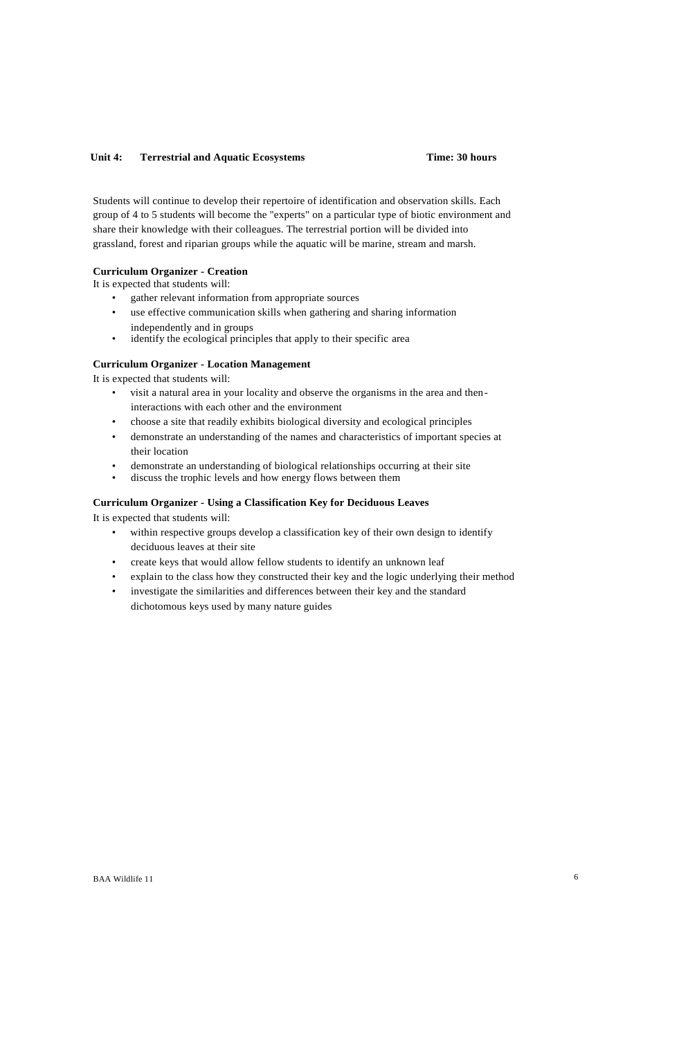**Unit 4: Terrestrial and Aquatic Ecosystems** **Time: 30 hours**

Students will continue to develop their repertoire of identification and observation skills. Each group of 4 to 5 students will become the "experts" on a particular type of biotic environment and share their knowledge with their colleagues. The terrestrial portion will be divided into grassland, forest and riparian groups while the aquatic will be marine, stream and marsh.

**Curriculum Organizer - Creation**

It is expected that students will:

- gather relevant information from appropriate sources
- use effective communication skills when gathering and sharing information independently and in groups
- identify the ecological principles that apply to their specific area

**Curriculum Organizer - Location Management**

It is expected that students will:

- visit a natural area in your locality and observe the organisms in the area and then-interactions with each other and the environment
- choose a site that readily exhibits biological diversity and ecological principles
- demonstrate an understanding of the names and characteristics of important species at their location
- demonstrate an understanding of biological relationships occurring at their site
- discuss the trophic levels and how energy flows between them

**Curriculum Organizer - Using a Classification Key for Deciduous Leaves**

It is expected that students will:

- within respective groups develop a classification key of their own design to identify deciduous leaves at their site
- create keys that would allow fellow students to identify an unknown leaf
- explain to the class how they constructed their key and the logic underlying their method
- investigate the similarities and differences between their key and the standard dichotomous keys used by many nature guides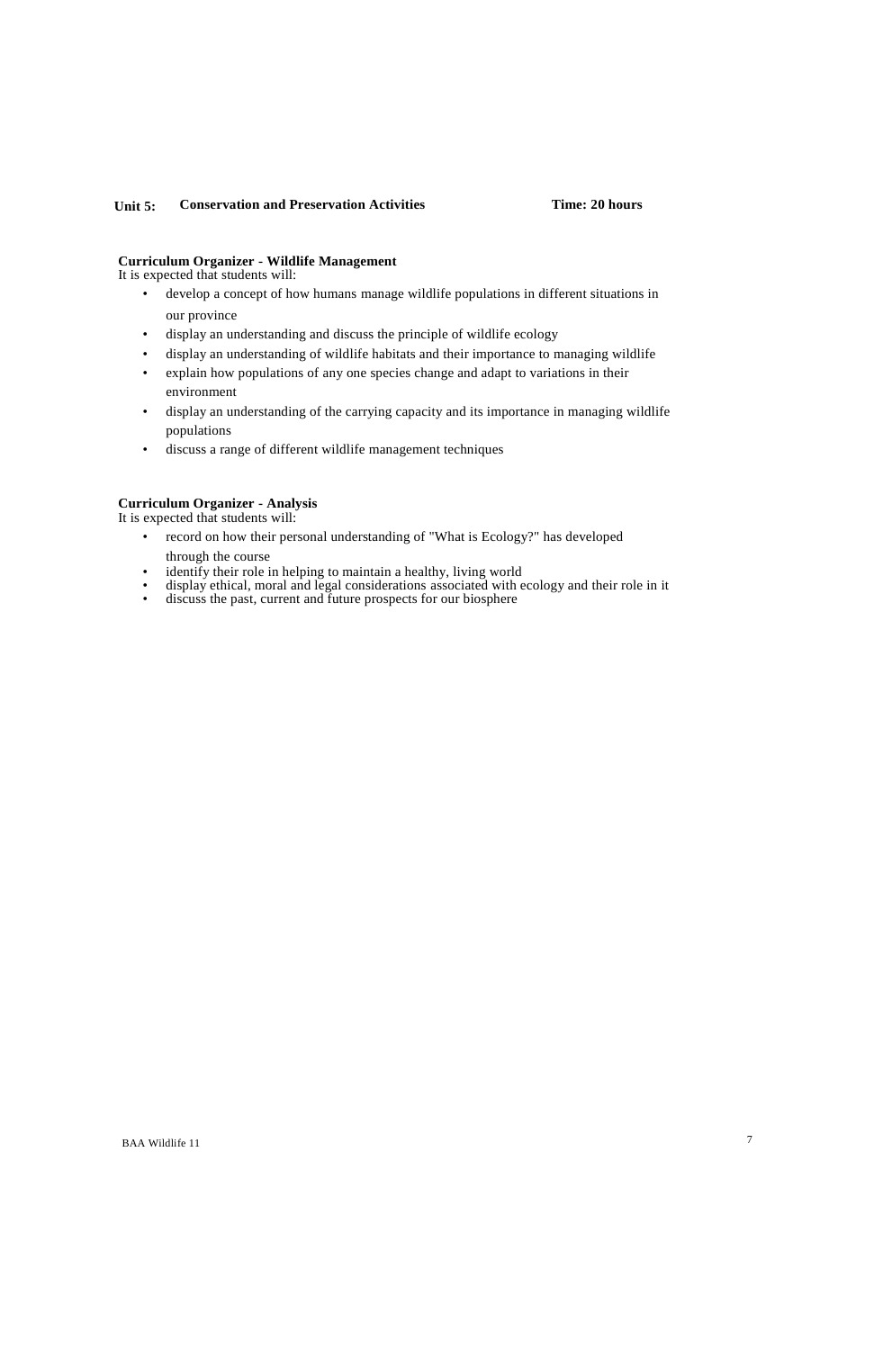**Unit 5: Conservation and Preservation Activities** **Time: 20 hours**

**Curriculum Organizer - Wildlife Management**

It is expected that students will:

- develop a concept of how humans manage wildlife populations in different situations in our province
- display an understanding and discuss the principle of wildlife ecology
- display an understanding of wildlife habitats and their importance to managing wildlife
- explain how populations of any one species change and adapt to variations in their environment
- display an understanding of the carrying capacity and its importance in managing wildlife populations
- discuss a range of different wildlife management techniques

**Curriculum Organizer - Analysis**

It is expected that students will:

- record on how their personal understanding of "What is Ecology?" has developed through the course
- identify their role in helping to maintain a healthy, living world
- display ethical, moral and legal considerations associated with ecology and their role in it
- discuss the past, current and future prospects for our biosphere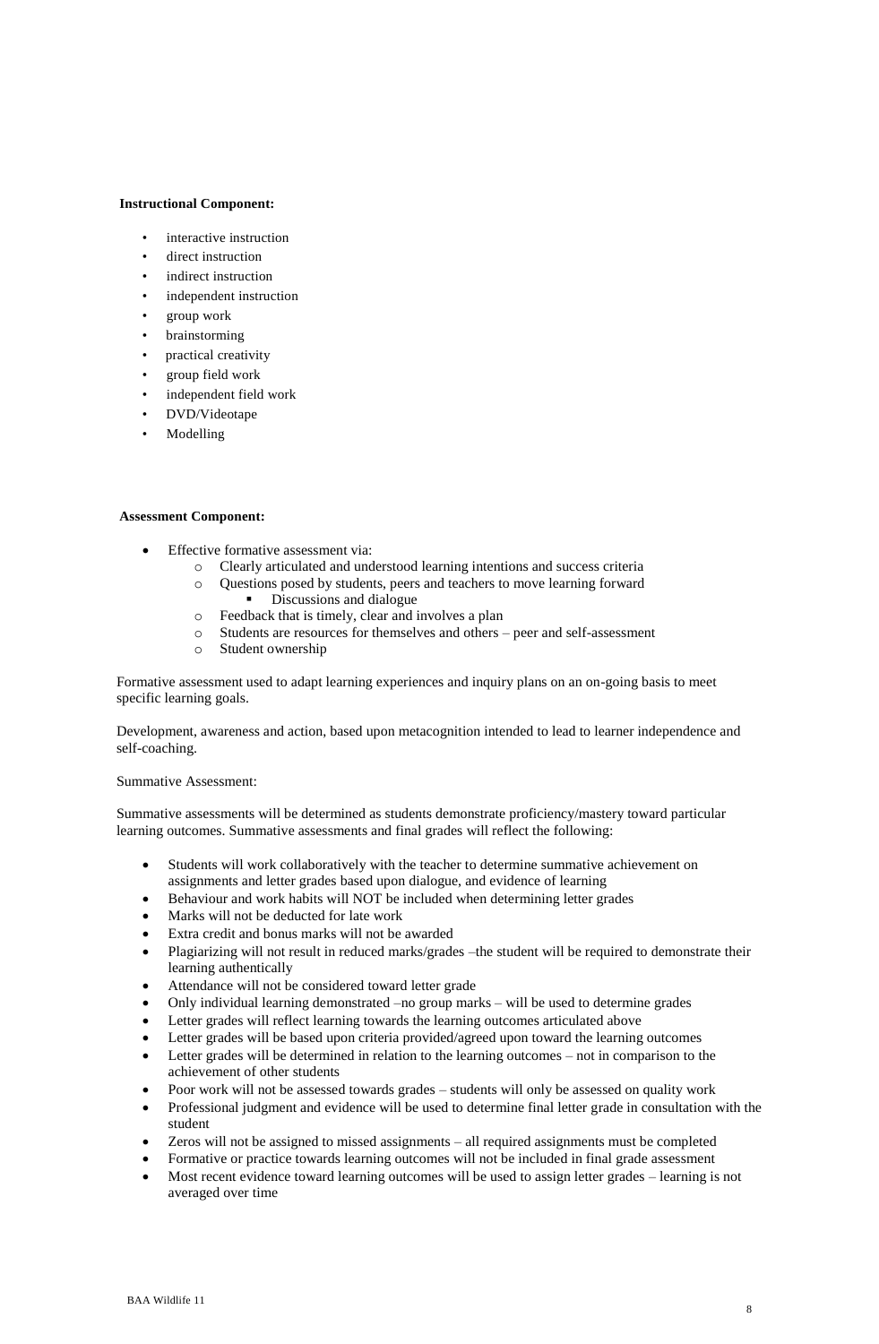**Instructional Component:**

- interactive instruction
- direct instruction
- indirect instruction
- independent instruction
- group work
- brainstorming
- practical creativity
- group field work
- independent field work
- DVD/Videotape
- Modelling

**Assessment Component:**

- Effective formative assessment via:
    - Clearly articulated and understood learning intentions and success criteria
    - Questions posed by students, peers and teachers to move learning forward
        - Discussions and dialogue
    - Feedback that is timely, clear and involves a plan
    - Students are resources for themselves and others – peer and self-assessment
    - Student ownership

Formative assessment used to adapt learning experiences and inquiry plans on an on-going basis to meet specific learning goals.

Development, awareness and action, based upon metacognition intended to lead to learner independence and self-coaching.

Summative Assessment:

Summative assessments will be determined as students demonstrate proficiency/mastery toward particular learning outcomes. Summative assessments and final grades will reflect the following:

- Students will work collaboratively with the teacher to determine summative achievement on assignments and letter grades based upon dialogue, and evidence of learning
- Behaviour and work habits will NOT be included when determining letter grades
- Marks will not be deducted for late work
- Extra credit and bonus marks will not be awarded
- Plagiarizing will not result in reduced marks/grades –the student will be required to demonstrate their learning authentically
- Attendance will not be considered toward letter grade
- Only individual learning demonstrated –no group marks – will be used to determine grades
- Letter grades will reflect learning towards the learning outcomes articulated above
- Letter grades will be based upon criteria provided/agreed upon toward the learning outcomes
- Letter grades will be determined in relation to the learning outcomes – not in comparison to the achievement of other students
- Poor work will not be assessed towards grades – students will only be assessed on quality work
- Professional judgment and evidence will be used to determine final letter grade in consultation with the student
- Zeros will not be assigned to missed assignments – all required assignments must be completed
- Formative or practice towards learning outcomes will not be included in final grade assessment
- Most recent evidence toward learning outcomes will be used to assign letter grades – learning is not averaged over time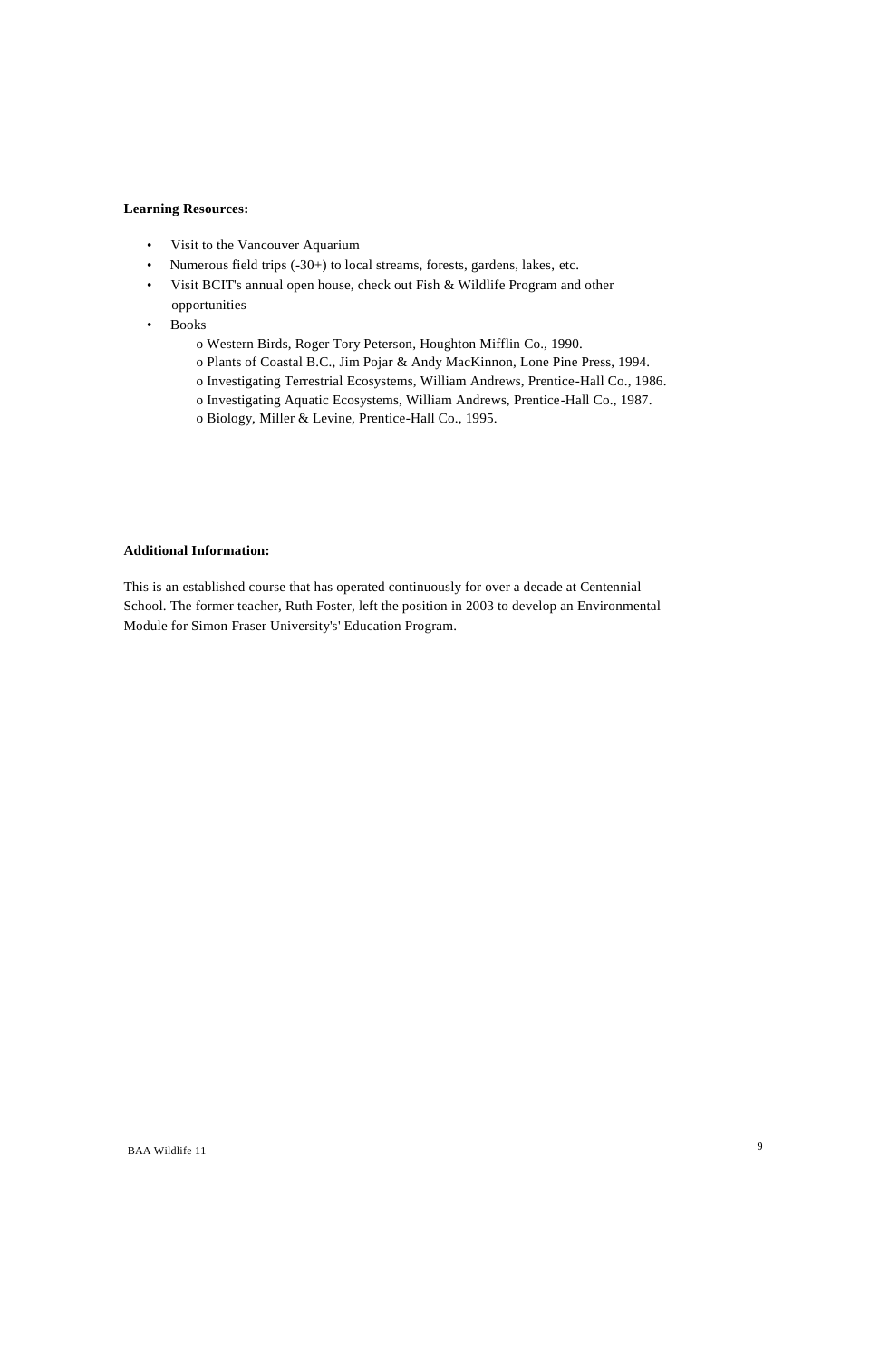**Learning Resources:**

- Visit to the Vancouver Aquarium
- Numerous field trips (-30+) to local streams, forests, gardens, lakes, etc.
- Visit BCIT's annual open house, check out Fish & Wildlife Program and other opportunities
- Books
  - Western Birds, Roger Tory Peterson, Houghton Mifflin Co., 1990.
  - Plants of Coastal B.C., Jim Pojar & Andy MacKinnon, Lone Pine Press, 1994.
  - Investigating Terrestrial Ecosystems, William Andrews, Prentice-Hall Co., 1986.
  - Investigating Aquatic Ecosystems, William Andrews, Prentice-Hall Co., 1987.
  - Biology, Miller & Levine, Prentice-Hall Co., 1995.

**Additional Information:**

This is an established course that has operated continuously for over a decade at Centennial School. The former teacher, Ruth Foster, left the position in 2003 to develop an Environmental Module for Simon Fraser University's' Education Program.